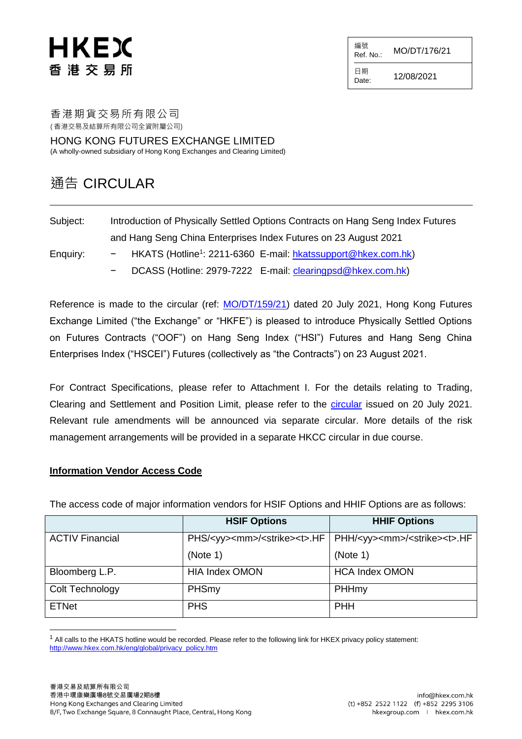HKEX
香 港 交 易 所

| 編號 Ref. No.: | MO/DT/176/21 |
|---|---|
| 日期 Date: | 12/08/2021 |

香港期貨交易所有限公司
(香港交易及結算所有限公司全資附屬公司)

HONG KONG FUTURES EXCHANGE LIMITED
(A wholly-owned subsidiary of Hong Kong Exchanges and Clearing Limited)

# 通告 CIRCULAR

Subject: Introduction of Physically Settled Options Contracts on Hang Seng Index Futures and Hang Seng China Enterprises Index Futures on 23 August 2021

Enquiry:
- HKATS (Hotline[1]: 2211-6360 E-mail: hkatssupport@hkex.com.hk)
- DCASS (Hotline: 2979-7222 E-mail: clearingpsd@hkex.com.hk)

Reference is made to the circular (ref: MO/DT/159/21) dated 20 July 2021, Hong Kong Futures Exchange Limited ("the Exchange" or "HKFE") is pleased to introduce Physically Settled Options on Futures Contracts ("OOF") on Hang Seng Index ("HSI") Futures and Hang Seng China Enterprises Index ("HSCEI") Futures (collectively as "the Contracts") on 23 August 2021.

For Contract Specifications, please refer to Attachment I. For the details relating to Trading, Clearing and Settlement and Position Limit, please refer to the circular issued on 20 July 2021. Relevant rule amendments will be announced via separate circular. More details of the risk management arrangements will be provided in a separate HKCC circular in due course.

**Information Vendor Access Code**

The access code of major information vendors for HSIF Options and HHIF Options are as follows:

| | HSIF Options | HHIF Options |
|---|---|---|
| ACTIV Financial | PHS/<yy><mm>/<strike><t>.HF (Note 1) | PHH/<yy><mm>/<strike><t>.HF (Note 1) |
| Bloomberg L.P. | HIA Index OMON | HCA Index OMON |
| Colt Technology | PHSmy | PHHmy |
| ETNet | PHS | PHH |

[1] All calls to the HKATS hotline would be recorded. Please refer to the following link for HKEX privacy policy statement: http://www.hkex.com.hk/eng/global/privacy_policy.htm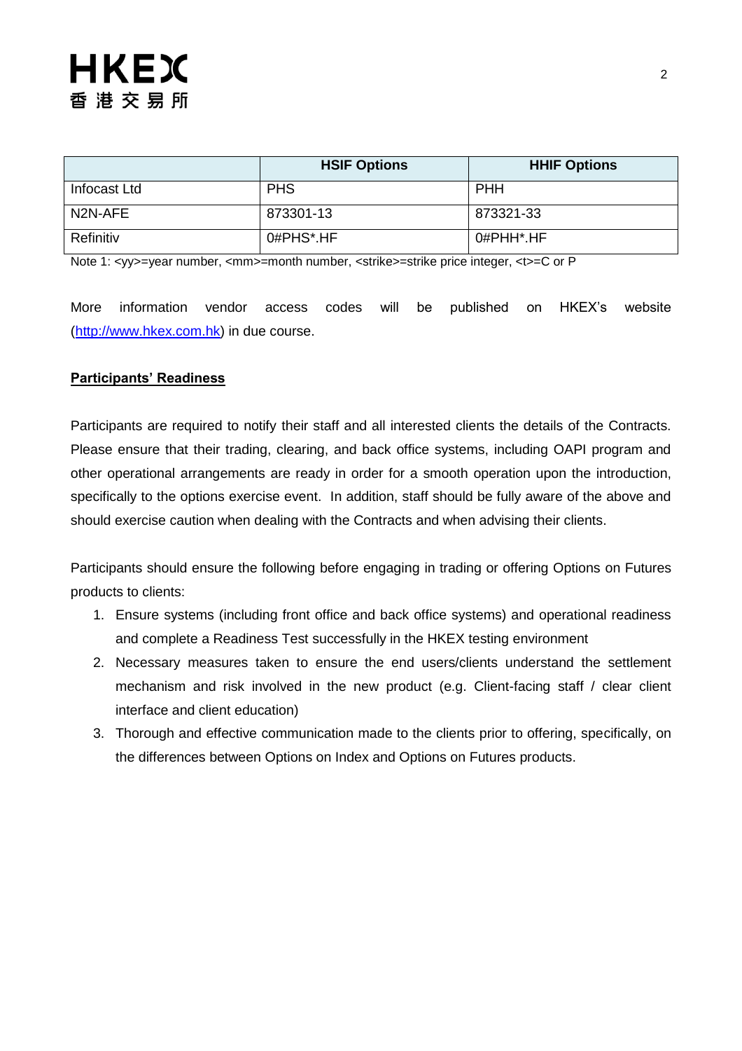| | HSIF Options | HHIF Options |
|---|---|---|
| Infocast Ltd | PHS | PHH |
| N2N-AFE | 873301-13 | 873321-33 |
| Refinitiv | 0#PHS*.HF | 0#PHH*.HF |

Note 1: <yy>=year number, <mm>=month number, <strike>=strike price integer, <t>=C or P

More information vendor access codes will be published on HKEX's website (http://www.hkex.com.hk) in due course.

**Participants' Readiness**

Participants are required to notify their staff and all interested clients the details of the Contracts. Please ensure that their trading, clearing, and back office systems, including OAPI program and other operational arrangements are ready in order for a smooth operation upon the introduction, specifically to the options exercise event. In addition, staff should be fully aware of the above and should exercise caution when dealing with the Contracts and when advising their clients.

Participants should ensure the following before engaging in trading or offering Options on Futures products to clients:

1. Ensure systems (including front office and back office systems) and operational readiness and complete a Readiness Test successfully in the HKEX testing environment
2. Necessary measures taken to ensure the end users/clients understand the settlement mechanism and risk involved in the new product (e.g. Client-facing staff / clear client interface and client education)
3. Thorough and effective communication made to the clients prior to offering, specifically, on the differences between Options on Index and Options on Futures products.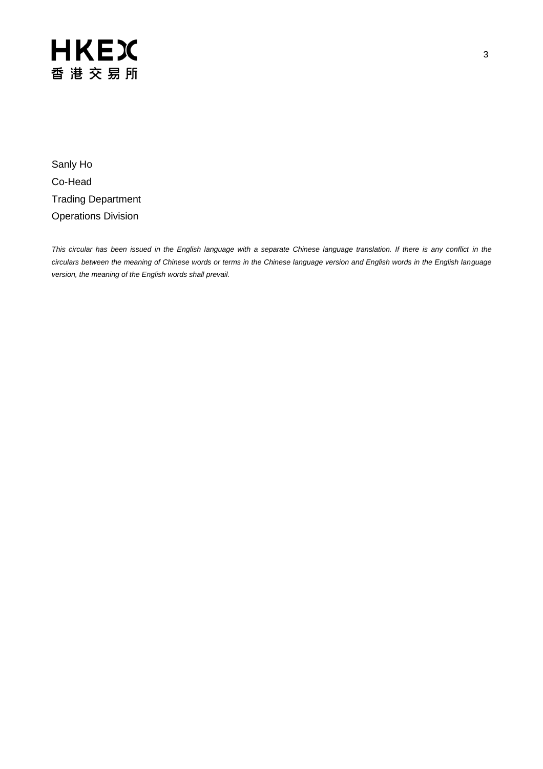Sanly Ho
Co-Head
Trading Department
Operations Division

*This circular has been issued in the English language with a separate Chinese language translation. If there is any conflict in the circulars between the meaning of Chinese words or terms in the Chinese language version and English words in the English language version, the meaning of the English words shall prevail.*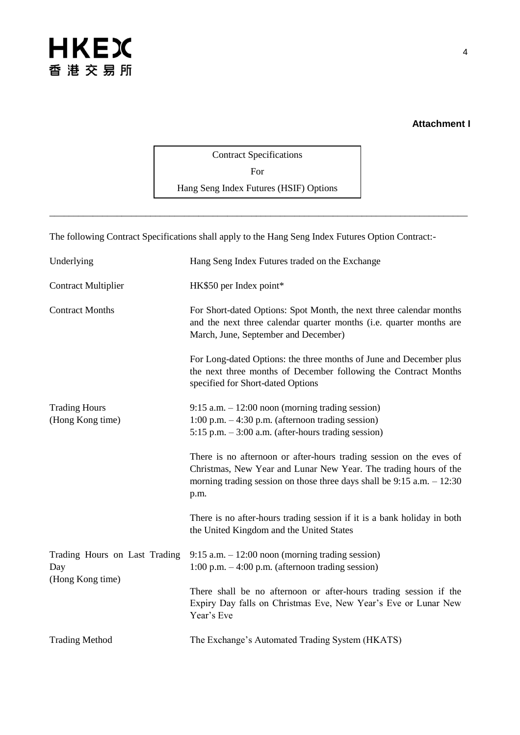**Attachment I**

Contract Specifications

For

Hang Seng Index Futures (HSIF) Options

---

The following Contract Specifications shall apply to the Hang Seng Index Futures Option Contract:-

| | |
|---|---|
| Underlying | Hang Seng Index Futures traded on the Exchange |
| Contract Multiplier | HK$50 per Index point* |
| Contract Months | For Short-dated Options: Spot Month, the next three calendar months and the next three calendar quarter months (i.e. quarter months are March, June, September and December)<br><br>For Long-dated Options: the three months of June and December plus the next three months of December following the Contract Months specified for Short-dated Options |
| Trading Hours (Hong Kong time) | 9:15 a.m. – 12:00 noon (morning trading session)<br>1:00 p.m. – 4:30 p.m. (afternoon trading session)<br>5:15 p.m. – 3:00 a.m. (after-hours trading session)<br><br>There is no afternoon or after-hours trading session on the eves of Christmas, New Year and Lunar New Year. The trading hours of the morning trading session on those three days shall be 9:15 a.m. – 12:30 p.m.<br><br>There is no after-hours trading session if it is a bank holiday in both the United Kingdom and the United States |
| Trading Hours on Last Trading Day (Hong Kong time) | 9:15 a.m. – 12:00 noon (morning trading session)<br>1:00 p.m. – 4:00 p.m. (afternoon trading session)<br><br>There shall be no afternoon or after-hours trading session if the Expiry Day falls on Christmas Eve, New Year's Eve or Lunar New Year's Eve |
| Trading Method | The Exchange's Automated Trading System (HKATS) |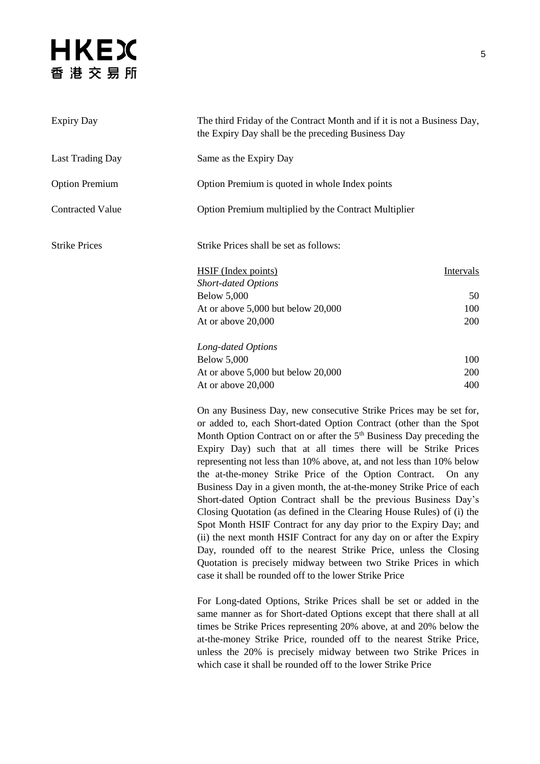| | |
|---|---|
| Expiry Day | The third Friday of the Contract Month and if it is not a Business Day, the Expiry Day shall be the preceding Business Day |
| Last Trading Day | Same as the Expiry Day |
| Option Premium | Option Premium is quoted in whole Index points |
| Contracted Value | Option Premium multiplied by the Contract Multiplier |
| Strike Prices | Strike Prices shall be set as follows: |

| HSIF (Index points) | Intervals |
|---|---|
| *Short-dated Options* | |
| Below 5,000 | 50 |
| At or above 5,000 but below 20,000 | 100 |
| At or above 20,000 | 200 |
| *Long-dated Options* | |
| Below 5,000 | 100 |
| At or above 5,000 but below 20,000 | 200 |
| At or above 20,000 | 400 |

On any Business Day, new consecutive Strike Prices may be set for, or added to, each Short-dated Option Contract (other than the Spot Month Option Contract on or after the 5th Business Day preceding the Expiry Day) such that at all times there will be Strike Prices representing not less than 10% above, at, and not less than 10% below the at-the-money Strike Price of the Option Contract. On any Business Day in a given month, the at-the-money Strike Price of each Short-dated Option Contract shall be the previous Business Day's Closing Quotation (as defined in the Clearing House Rules) of (i) the Spot Month HSIF Contract for any day prior to the Expiry Day; and (ii) the next month HSIF Contract for any day on or after the Expiry Day, rounded off to the nearest Strike Price, unless the Closing Quotation is precisely midway between two Strike Prices in which case it shall be rounded off to the lower Strike Price

For Long-dated Options, Strike Prices shall be set or added in the same manner as for Short-dated Options except that there shall at all times be Strike Prices representing 20% above, at and 20% below the at-the-money Strike Price, rounded off to the nearest Strike Price, unless the 20% is precisely midway between two Strike Prices in which case it shall be rounded off to the lower Strike Price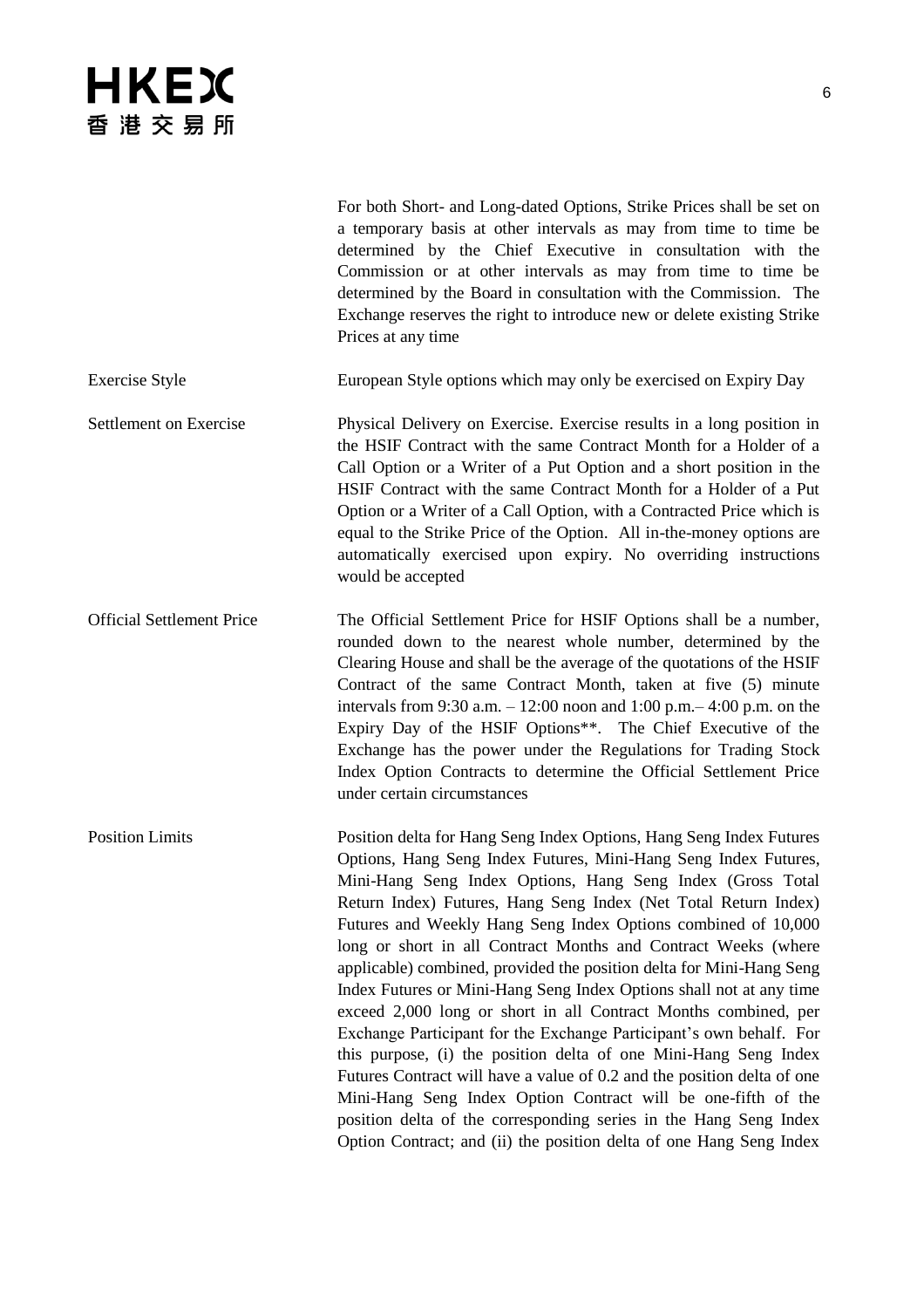| | |
|---|---|
| | For both Short- and Long-dated Options, Strike Prices shall be set on a temporary basis at other intervals as may from time to time be determined by the Chief Executive in consultation with the Commission or at other intervals as may from time to time be determined by the Board in consultation with the Commission. The Exchange reserves the right to introduce new or delete existing Strike Prices at any time |
| Exercise Style | European Style options which may only be exercised on Expiry Day |
| Settlement on Exercise | Physical Delivery on Exercise. Exercise results in a long position in the HSIF Contract with the same Contract Month for a Holder of a Call Option or a Writer of a Put Option and a short position in the HSIF Contract with the same Contract Month for a Holder of a Put Option or a Writer of a Call Option, with a Contracted Price which is equal to the Strike Price of the Option. All in-the-money options are automatically exercised upon expiry. No overriding instructions would be accepted |
| Official Settlement Price | The Official Settlement Price for HSIF Options shall be a number, rounded down to the nearest whole number, determined by the Clearing House and shall be the average of the quotations of the HSIF Contract of the same Contract Month, taken at five (5) minute intervals from 9:30 a.m. – 12:00 noon and 1:00 p.m.– 4:00 p.m. on the Expiry Day of the HSIF Options**. The Chief Executive of the Exchange has the power under the Regulations for Trading Stock Index Option Contracts to determine the Official Settlement Price under certain circumstances |
| Position Limits | Position delta for Hang Seng Index Options, Hang Seng Index Futures Options, Hang Seng Index Futures, Mini-Hang Seng Index Futures, Mini-Hang Seng Index Options, Hang Seng Index (Gross Total Return Index) Futures, Hang Seng Index (Net Total Return Index) Futures and Weekly Hang Seng Index Options combined of 10,000 long or short in all Contract Months and Contract Weeks (where applicable) combined, provided the position delta for Mini-Hang Seng Index Futures or Mini-Hang Seng Index Options shall not at any time exceed 2,000 long or short in all Contract Months combined, per Exchange Participant for the Exchange Participant's own behalf. For this purpose, (i) the position delta of one Mini-Hang Seng Index Futures Contract will have a value of 0.2 and the position delta of one Mini-Hang Seng Index Option Contract will be one-fifth of the position delta of the corresponding series in the Hang Seng Index Option Contract; and (ii) the position delta of one Hang Seng Index |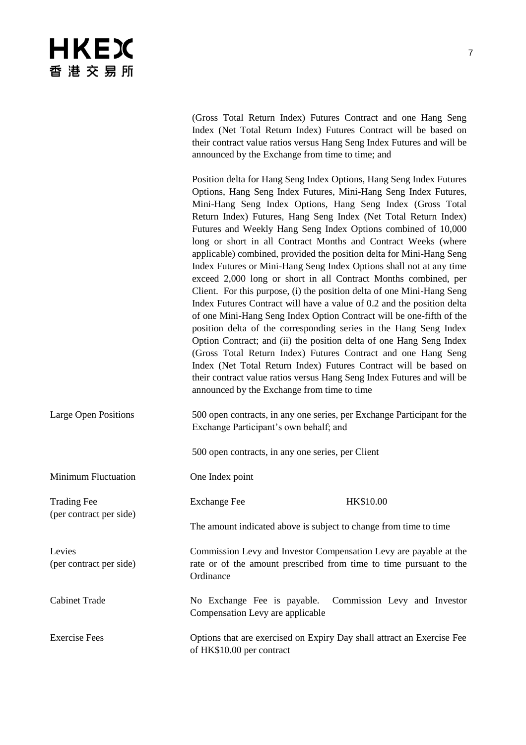| | |
|---|---|
| | (Gross Total Return Index) Futures Contract and one Hang Seng Index (Net Total Return Index) Futures Contract will be based on their contract value ratios versus Hang Seng Index Futures and will be announced by the Exchange from time to time; and<br><br>Position delta for Hang Seng Index Options, Hang Seng Index Futures Options, Hang Seng Index Futures, Mini-Hang Seng Index Futures, Mini-Hang Seng Index Options, Hang Seng Index (Gross Total Return Index) Futures, Hang Seng Index (Net Total Return Index) Futures and Weekly Hang Seng Index Options combined of 10,000 long or short in all Contract Months and Contract Weeks (where applicable) combined, provided the position delta for Mini-Hang Seng Index Futures or Mini-Hang Seng Index Options shall not at any time exceed 2,000 long or short in all Contract Months combined, per Client. For this purpose, (i) the position delta of one Mini-Hang Seng Index Futures Contract will have a value of 0.2 and the position delta of one Mini-Hang Seng Index Option Contract will be one-fifth of the position delta of the corresponding series in the Hang Seng Index Option Contract; and (ii) the position delta of one Hang Seng Index (Gross Total Return Index) Futures Contract and one Hang Seng Index (Net Total Return Index) Futures Contract will be based on their contract value ratios versus Hang Seng Index Futures and will be announced by the Exchange from time to time |
| Large Open Positions | 500 open contracts, in any one series, per Exchange Participant for the Exchange Participant's own behalf; and<br><br>500 open contracts, in any one series, per Client |
| Minimum Fluctuation | One Index point |
| Trading Fee (per contract per side) | Exchange Fee HK$10.00<br><br>The amount indicated above is subject to change from time to time |
| Levies (per contract per side) | Commission Levy and Investor Compensation Levy are payable at the rate or of the amount prescribed from time to time pursuant to the Ordinance |
| Cabinet Trade | No Exchange Fee is payable. Commission Levy and Investor Compensation Levy are applicable |
| Exercise Fees | Options that are exercised on Expiry Day shall attract an Exercise Fee of HK$10.00 per contract |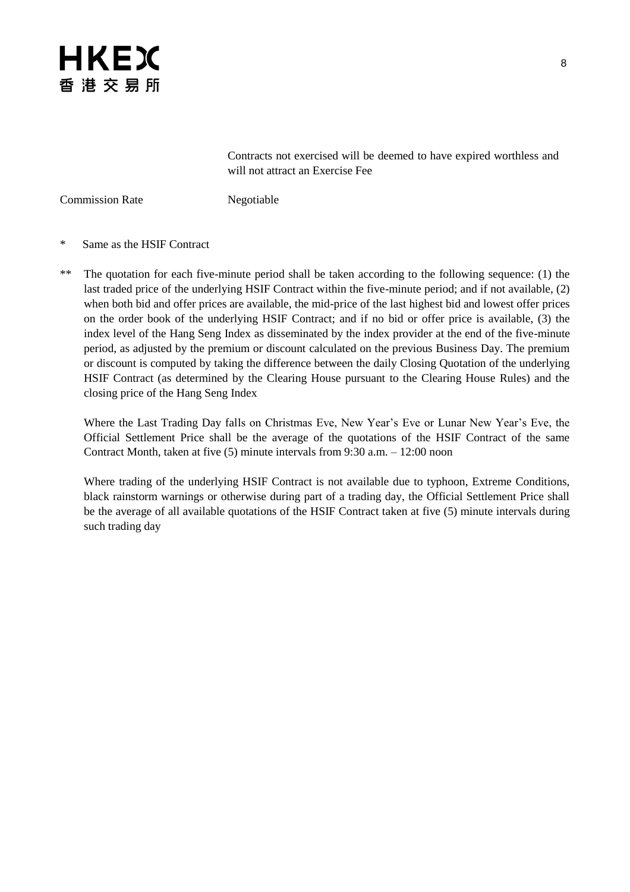| | |
|---|---|
| | Contracts not exercised will be deemed to have expired worthless and will not attract an Exercise Fee |
| Commission Rate | Negotiable |

\* Same as the HSIF Contract

\*\* The quotation for each five-minute period shall be taken according to the following sequence: (1) the last traded price of the underlying HSIF Contract within the five-minute period; and if not available, (2) when both bid and offer prices are available, the mid-price of the last highest bid and lowest offer prices on the order book of the underlying HSIF Contract; and if no bid or offer price is available, (3) the index level of the Hang Seng Index as disseminated by the index provider at the end of the five-minute period, as adjusted by the premium or discount calculated on the previous Business Day. The premium or discount is computed by taking the difference between the daily Closing Quotation of the underlying HSIF Contract (as determined by the Clearing House pursuant to the Clearing House Rules) and the closing price of the Hang Seng Index

Where the Last Trading Day falls on Christmas Eve, New Year's Eve or Lunar New Year's Eve, the Official Settlement Price shall be the average of the quotations of the HSIF Contract of the same Contract Month, taken at five (5) minute intervals from 9:30 a.m. – 12:00 noon

Where trading of the underlying HSIF Contract is not available due to typhoon, Extreme Conditions, black rainstorm warnings or otherwise during part of a trading day, the Official Settlement Price shall be the average of all available quotations of the HSIF Contract taken at five (5) minute intervals during such trading day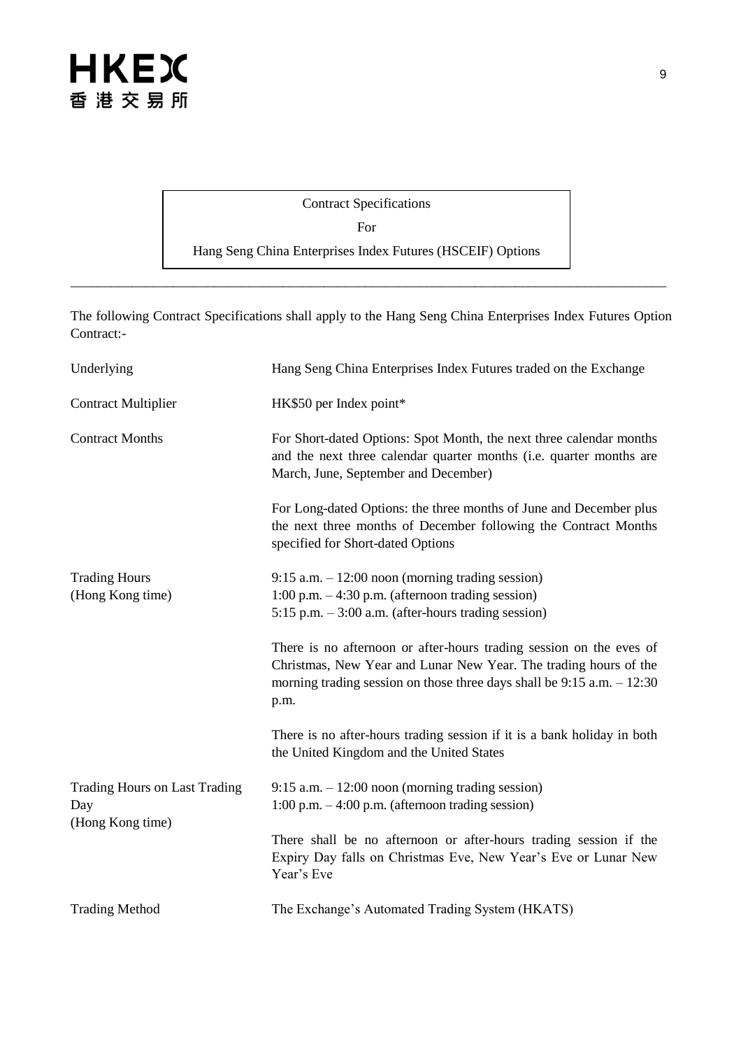# Contract Specifications

For

Hang Seng China Enterprises Index Futures (HSCEIF) Options

---

The following Contract Specifications shall apply to the Hang Seng China Enterprises Index Futures Option Contract:-

| | |
|---|---|
| Underlying | Hang Seng China Enterprises Index Futures traded on the Exchange |
| Contract Multiplier | HK$50 per Index point* |
| Contract Months | For Short-dated Options: Spot Month, the next three calendar months and the next three calendar quarter months (i.e. quarter months are March, June, September and December)<br><br>For Long-dated Options: the three months of June and December plus the next three months of December following the Contract Months specified for Short-dated Options |
| Trading Hours (Hong Kong time) | 9:15 a.m. – 12:00 noon (morning trading session)<br>1:00 p.m. – 4:30 p.m. (afternoon trading session)<br>5:15 p.m. – 3:00 a.m. (after-hours trading session)<br><br>There is no afternoon or after-hours trading session on the eves of Christmas, New Year and Lunar New Year. The trading hours of the morning trading session on those three days shall be 9:15 a.m. – 12:30 p.m.<br><br>There is no after-hours trading session if it is a bank holiday in both the United Kingdom and the United States |
| Trading Hours on Last Trading Day (Hong Kong time) | 9:15 a.m. – 12:00 noon (morning trading session)<br>1:00 p.m. – 4:00 p.m. (afternoon trading session)<br><br>There shall be no afternoon or after-hours trading session if the Expiry Day falls on Christmas Eve, New Year's Eve or Lunar New Year's Eve |
| Trading Method | The Exchange's Automated Trading System (HKATS) |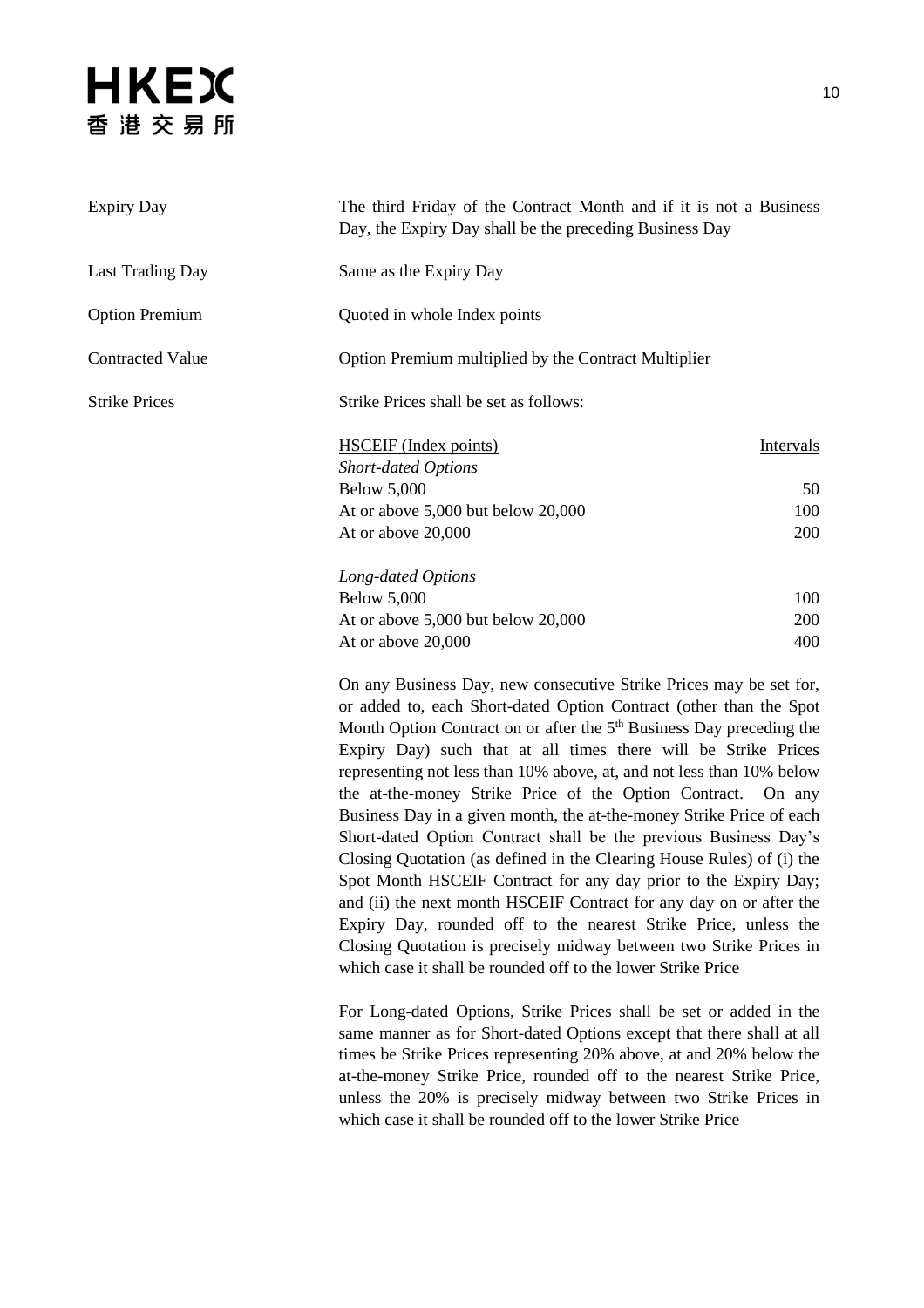| | |
|---|---|
| Expiry Day | The third Friday of the Contract Month and if it is not a Business Day, the Expiry Day shall be the preceding Business Day |
| Last Trading Day | Same as the Expiry Day |
| Option Premium | Quoted in whole Index points |
| Contracted Value | Option Premium multiplied by the Contract Multiplier |
| Strike Prices | Strike Prices shall be set as follows: |

| HSCEIF (Index points) | Intervals |
|---|---|
| *Short-dated Options* | |
| Below 5,000 | 50 |
| At or above 5,000 but below 20,000 | 100 |
| At or above 20,000 | 200 |
| *Long-dated Options* | |
| Below 5,000 | 100 |
| At or above 5,000 but below 20,000 | 200 |
| At or above 20,000 | 400 |

On any Business Day, new consecutive Strike Prices may be set for, or added to, each Short-dated Option Contract (other than the Spot Month Option Contract on or after the 5th Business Day preceding the Expiry Day) such that at all times there will be Strike Prices representing not less than 10% above, at, and not less than 10% below the at-the-money Strike Price of the Option Contract. On any Business Day in a given month, the at-the-money Strike Price of each Short-dated Option Contract shall be the previous Business Day's Closing Quotation (as defined in the Clearing House Rules) of (i) the Spot Month HSCEIF Contract for any day prior to the Expiry Day; and (ii) the next month HSCEIF Contract for any day on or after the Expiry Day, rounded off to the nearest Strike Price, unless the Closing Quotation is precisely midway between two Strike Prices in which case it shall be rounded off to the lower Strike Price

For Long-dated Options, Strike Prices shall be set or added in the same manner as for Short-dated Options except that there shall at all times be Strike Prices representing 20% above, at and 20% below the at-the-money Strike Price, rounded off to the nearest Strike Price, unless the 20% is precisely midway between two Strike Prices in which case it shall be rounded off to the lower Strike Price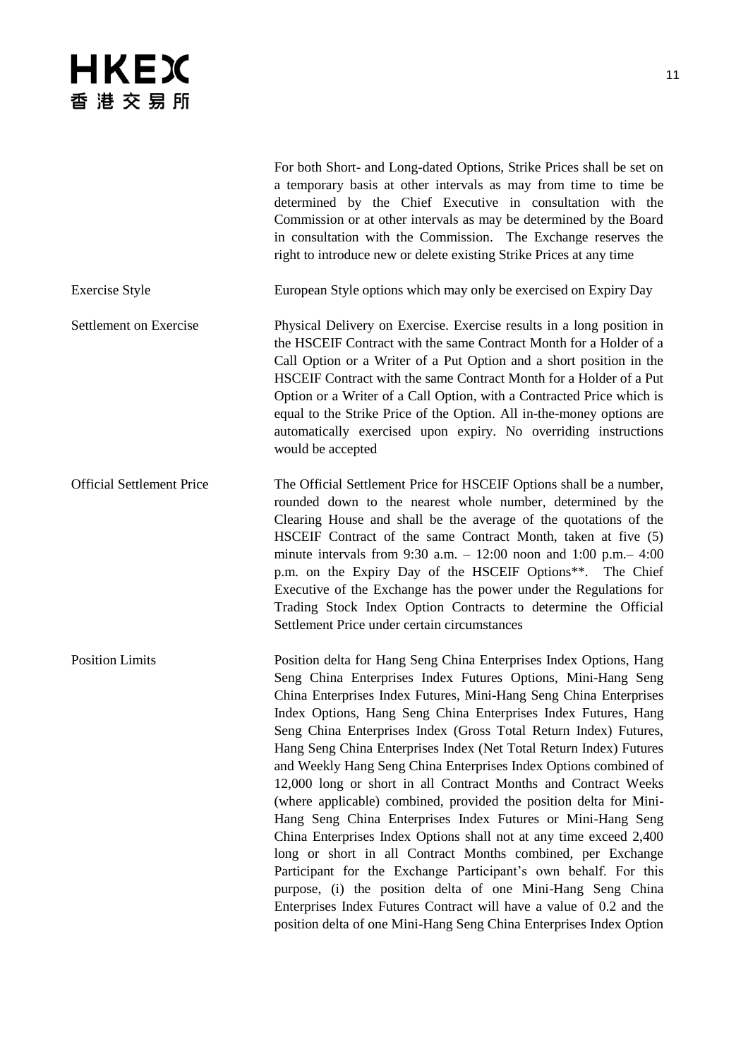| | |
|---|---|
| | For both Short- and Long-dated Options, Strike Prices shall be set on a temporary basis at other intervals as may from time to time be determined by the Chief Executive in consultation with the Commission or at other intervals as may be determined by the Board in consultation with the Commission. The Exchange reserves the right to introduce new or delete existing Strike Prices at any time |
| Exercise Style | European Style options which may only be exercised on Expiry Day |
| Settlement on Exercise | Physical Delivery on Exercise. Exercise results in a long position in the HSCEIF Contract with the same Contract Month for a Holder of a Call Option or a Writer of a Put Option and a short position in the HSCEIF Contract with the same Contract Month for a Holder of a Put Option or a Writer of a Call Option, with a Contracted Price which is equal to the Strike Price of the Option. All in-the-money options are automatically exercised upon expiry. No overriding instructions would be accepted |
| Official Settlement Price | The Official Settlement Price for HSCEIF Options shall be a number, rounded down to the nearest whole number, determined by the Clearing House and shall be the average of the quotations of the HSCEIF Contract of the same Contract Month, taken at five (5) minute intervals from 9:30 a.m. – 12:00 noon and 1:00 p.m.– 4:00 p.m. on the Expiry Day of the HSCEIF Options**. The Chief Executive of the Exchange has the power under the Regulations for Trading Stock Index Option Contracts to determine the Official Settlement Price under certain circumstances |
| Position Limits | Position delta for Hang Seng China Enterprises Index Options, Hang Seng China Enterprises Index Futures Options, Mini-Hang Seng China Enterprises Index Futures, Mini-Hang Seng China Enterprises Index Options, Hang Seng China Enterprises Index Futures, Hang Seng China Enterprises Index (Gross Total Return Index) Futures, Hang Seng China Enterprises Index (Net Total Return Index) Futures and Weekly Hang Seng China Enterprises Index Options combined of 12,000 long or short in all Contract Months and Contract Weeks (where applicable) combined, provided the position delta for Mini-Hang Seng China Enterprises Index Futures or Mini-Hang Seng China Enterprises Index Options shall not at any time exceed 2,400 long or short in all Contract Months combined, per Exchange Participant for the Exchange Participant's own behalf. For this purpose, (i) the position delta of one Mini-Hang Seng China Enterprises Index Futures Contract will have a value of 0.2 and the position delta of one Mini-Hang Seng China Enterprises Index Option |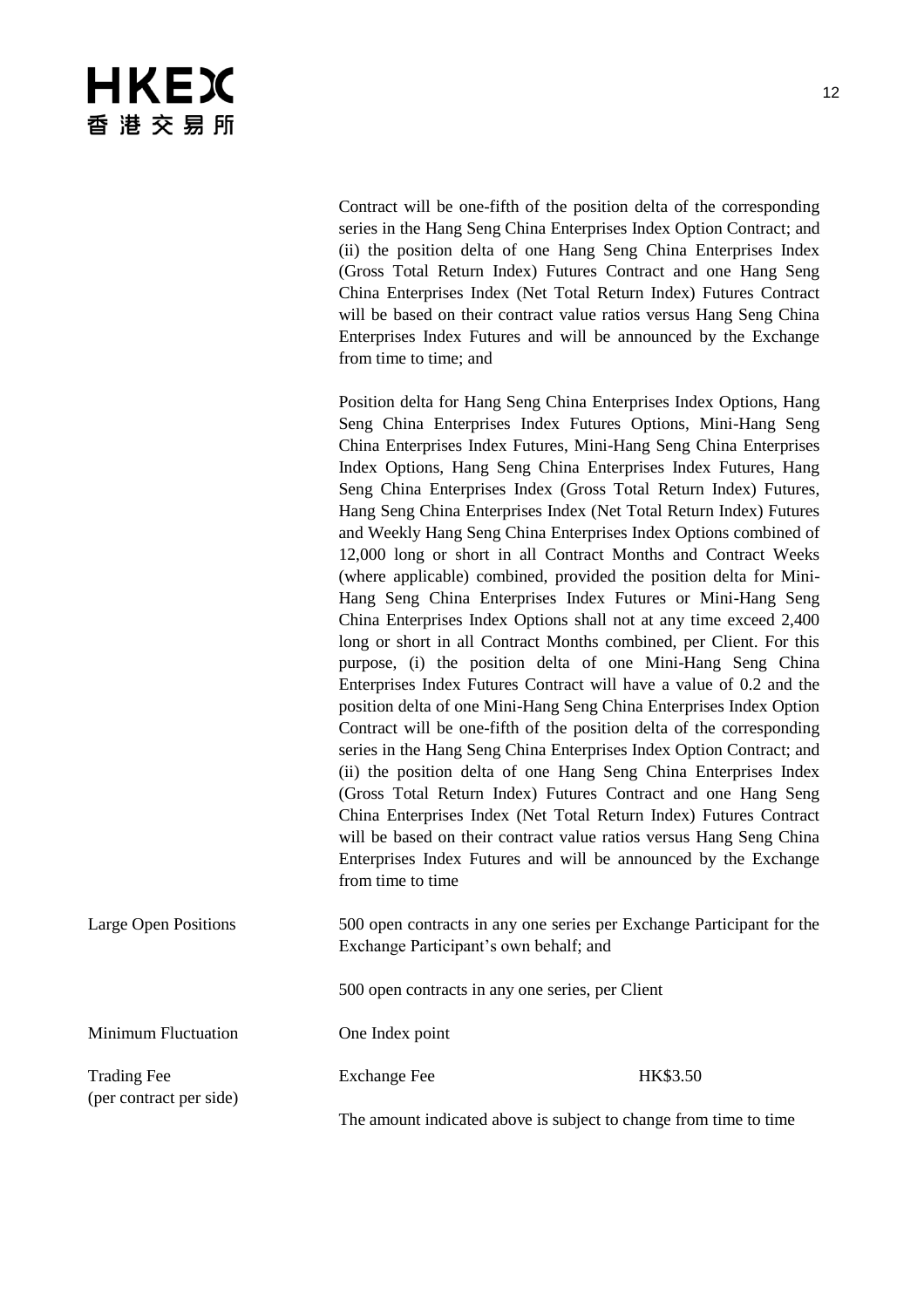| | |
|---|---|
| | Contract will be one-fifth of the position delta of the corresponding series in the Hang Seng China Enterprises Index Option Contract; and (ii) the position delta of one Hang Seng China Enterprises Index (Gross Total Return Index) Futures Contract and one Hang Seng China Enterprises Index (Net Total Return Index) Futures Contract will be based on their contract value ratios versus Hang Seng China Enterprises Index Futures and will be announced by the Exchange from time to time; and<br><br>Position delta for Hang Seng China Enterprises Index Options, Hang Seng China Enterprises Index Futures Options, Mini-Hang Seng China Enterprises Index Futures, Mini-Hang Seng China Enterprises Index Options, Hang Seng China Enterprises Index Futures, Hang Seng China Enterprises Index (Gross Total Return Index) Futures, Hang Seng China Enterprises Index (Net Total Return Index) Futures and Weekly Hang Seng China Enterprises Index Options combined of 12,000 long or short in all Contract Months and Contract Weeks (where applicable) combined, provided the position delta for Mini-Hang Seng China Enterprises Index Futures or Mini-Hang Seng China Enterprises Index Options shall not at any time exceed 2,400 long or short in all Contract Months combined, per Client. For this purpose, (i) the position delta of one Mini-Hang Seng China Enterprises Index Futures Contract will have a value of 0.2 and the position delta of one Mini-Hang Seng China Enterprises Index Option Contract will be one-fifth of the position delta of the corresponding series in the Hang Seng China Enterprises Index Option Contract; and (ii) the position delta of one Hang Seng China Enterprises Index (Gross Total Return Index) Futures Contract and one Hang Seng China Enterprises Index (Net Total Return Index) Futures Contract will be based on their contract value ratios versus Hang Seng China Enterprises Index Futures and will be announced by the Exchange from time to time |
| Large Open Positions | 500 open contracts in any one series per Exchange Participant for the Exchange Participant's own behalf; and<br><br>500 open contracts in any one series, per Client |
| Minimum Fluctuation | One Index point |
| Trading Fee (per contract per side) | Exchange Fee HK$3.50<br><br>The amount indicated above is subject to change from time to time |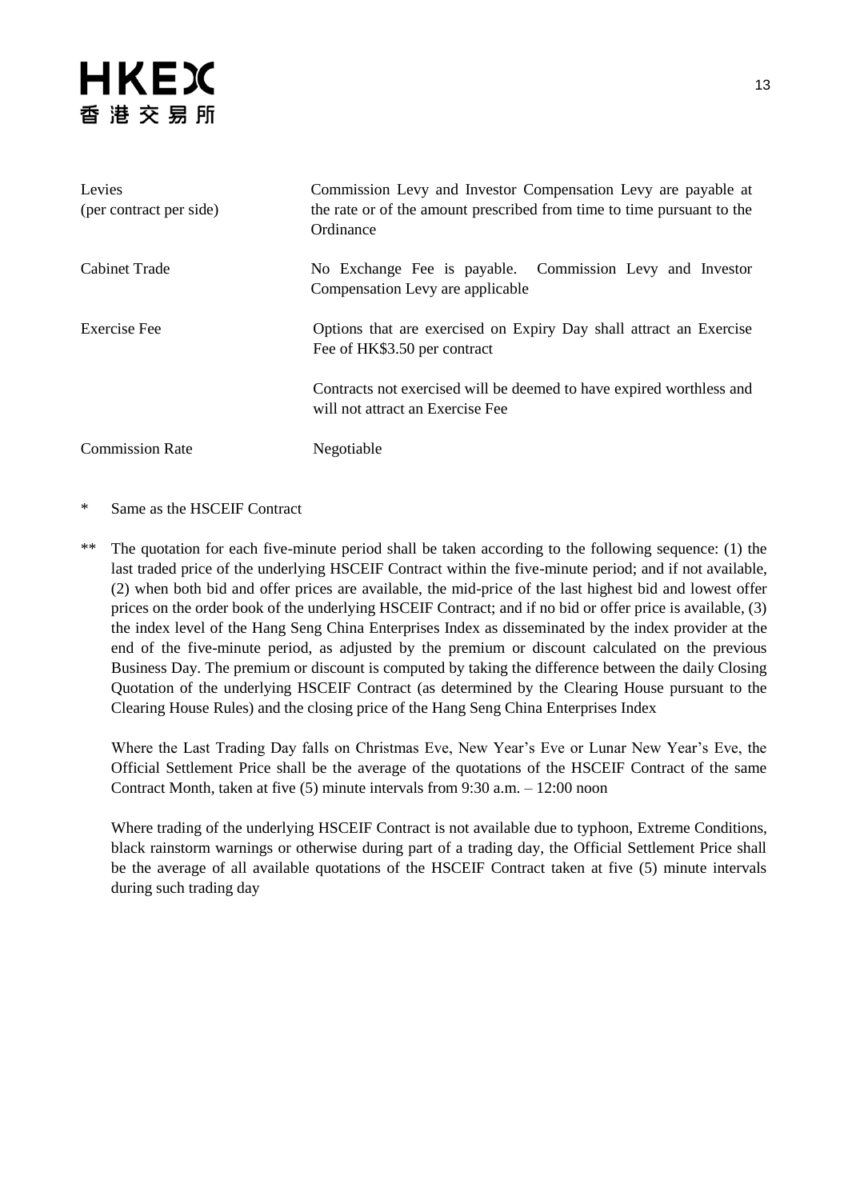| | |
|---|---|
| Levies (per contract per side) | Commission Levy and Investor Compensation Levy are payable at the rate or of the amount prescribed from time to time pursuant to the Ordinance |
| Cabinet Trade | No Exchange Fee is payable. Commission Levy and Investor Compensation Levy are applicable |
| Exercise Fee | Options that are exercised on Expiry Day shall attract an Exercise Fee of HK$3.50 per contract<br><br>Contracts not exercised will be deemed to have expired worthless and will not attract an Exercise Fee |
| Commission Rate | Negotiable |

\* Same as the HSCEIF Contract

\*\* The quotation for each five-minute period shall be taken according to the following sequence: (1) the last traded price of the underlying HSCEIF Contract within the five-minute period; and if not available, (2) when both bid and offer prices are available, the mid-price of the last highest bid and lowest offer prices on the order book of the underlying HSCEIF Contract; and if no bid or offer price is available, (3) the index level of the Hang Seng China Enterprises Index as disseminated by the index provider at the end of the five-minute period, as adjusted by the premium or discount calculated on the previous Business Day. The premium or discount is computed by taking the difference between the daily Closing Quotation of the underlying HSCEIF Contract (as determined by the Clearing House pursuant to the Clearing House Rules) and the closing price of the Hang Seng China Enterprises Index

Where the Last Trading Day falls on Christmas Eve, New Year's Eve or Lunar New Year's Eve, the Official Settlement Price shall be the average of the quotations of the HSCEIF Contract of the same Contract Month, taken at five (5) minute intervals from 9:30 a.m. – 12:00 noon

Where trading of the underlying HSCEIF Contract is not available due to typhoon, Extreme Conditions, black rainstorm warnings or otherwise during part of a trading day, the Official Settlement Price shall be the average of all available quotations of the HSCEIF Contract taken at five (5) minute intervals during such trading day